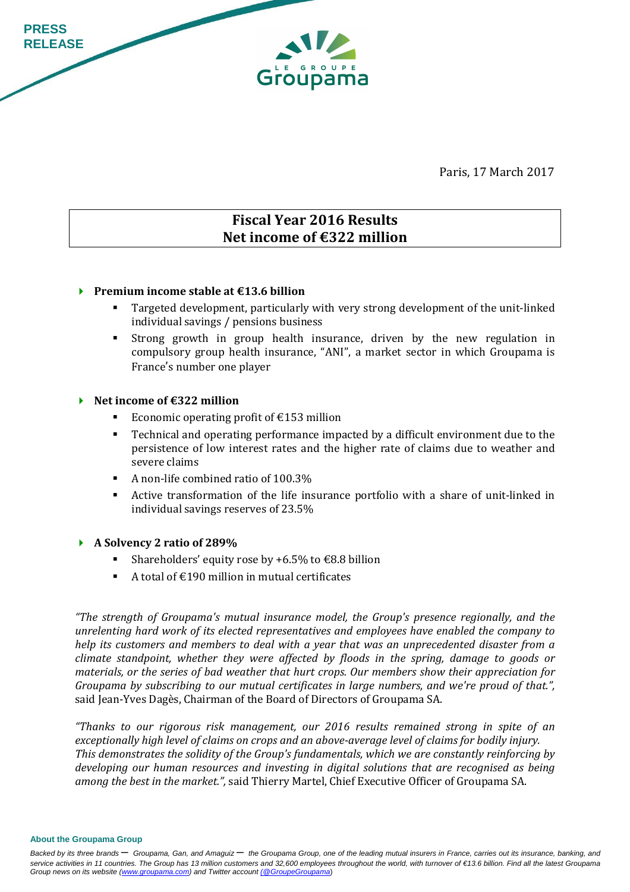PRESS RELEASE

Paris, 17 March 2017

# Fiscal Year 2016 Results
# Net income of €322 million

- **Premium income stable at €13.6 billion**
  - Targeted development, particularly with very strong development of the unit-linked individual savings / pensions business
  - Strong growth in group health insurance, driven by the new regulation in compulsory group health insurance, "ANI", a market sector in which Groupama is France's number one player

- **Net income of €322 million**
  - Economic operating profit of €153 million
  - Technical and operating performance impacted by a difficult environment due to the persistence of low interest rates and the higher rate of claims due to weather and severe claims
  - A non-life combined ratio of 100.3%
  - Active transformation of the life insurance portfolio with a share of unit-linked in individual savings reserves of 23.5%

- **A Solvency 2 ratio of 289%**
  - Shareholders' equity rose by +6.5% to €8.8 billion
  - A total of €190 million in mutual certificates

*"The strength of Groupama's mutual insurance model, the Group's presence regionally, and the unrelenting hard work of its elected representatives and employees have enabled the company to help its customers and members to deal with a year that was an unprecedented disaster from a climate standpoint, whether they were affected by floods in the spring, damage to goods or materials, or the series of bad weather that hurt crops. Our members show their appreciation for Groupama by subscribing to our mutual certificates in large numbers, and we're proud of that.",* said Jean-Yves Dagès, Chairman of the Board of Directors of Groupama SA.

*"Thanks to our rigorous risk management, our 2016 results remained strong in spite of an exceptionally high level of claims on crops and an above-average level of claims for bodily injury. This demonstrates the solidity of the Group's fundamentals, which we are constantly reinforcing by developing our human resources and investing in digital solutions that are recognised as being among the best in the market.",* said Thierry Martel, Chief Executive Officer of Groupama SA.

**About the Groupama Group**

*Backed by its three brands – Groupama, Gan, and Amaguiz – the Groupama Group, one of the leading mutual insurers in France, carries out its insurance, banking, and service activities in 11 countries. The Group has 13 million customers and 32,600 employees throughout the world, with turnover of €13.6 billion. Find all the latest Groupama Group news on its website (www.groupama.com) and Twitter account (@GroupeGroupama)*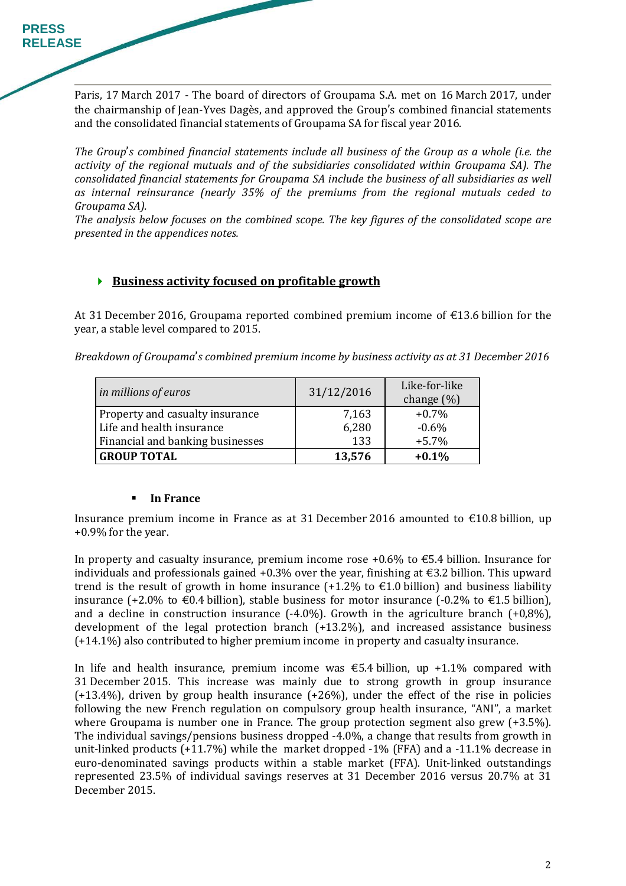PRESS RELEASE

Paris, 17 March 2017 - The board of directors of Groupama S.A. met on 16 March 2017, under the chairmanship of Jean-Yves Dagès, and approved the Group's combined financial statements and the consolidated financial statements of Groupama SA for fiscal year 2016.

*The Group's combined financial statements include all business of the Group as a whole (i.e. the activity of the regional mutuals and of the subsidiaries consolidated within Groupama SA). The consolidated financial statements for Groupama SA include the business of all subsidiaries as well as internal reinsurance (nearly 35% of the premiums from the regional mutuals ceded to Groupama SA).*
*The analysis below focuses on the combined scope. The key figures of the consolidated scope are presented in the appendices notes.*

## Business activity focused on profitable growth

At 31 December 2016, Groupama reported combined premium income of €13.6 billion for the year, a stable level compared to 2015.

*Breakdown of Groupama's combined premium income by business activity as at 31 December 2016*

| *in millions of euros* | 31/12/2016 | Like-for-like change (%) |
|---|---|---|
| Property and casualty insurance | 7,163 | +0.7% |
| Life and health insurance | 6,280 | -0.6% |
| Financial and banking businesses | 133 | +5.7% |
| **GROUP TOTAL** | **13,576** | **+0.1%** |

- **In France**

Insurance premium income in France as at 31 December 2016 amounted to €10.8 billion, up +0.9% for the year.

In property and casualty insurance, premium income rose +0.6% to €5.4 billion. Insurance for individuals and professionals gained +0.3% over the year, finishing at €3.2 billion. This upward trend is the result of growth in home insurance (+1.2% to €1.0 billion) and business liability insurance (+2.0% to €0.4 billion), stable business for motor insurance (-0.2% to €1.5 billion), and a decline in construction insurance (-4.0%). Growth in the agriculture branch (+0,8%), development of the legal protection branch (+13.2%), and increased assistance business (+14.1%) also contributed to higher premium income in property and casualty insurance.

In life and health insurance, premium income was €5.4 billion, up +1.1% compared with 31 December 2015. This increase was mainly due to strong growth in group insurance (+13.4%), driven by group health insurance (+26%), under the effect of the rise in policies following the new French regulation on compulsory group health insurance, "ANI", a market where Groupama is number one in France. The group protection segment also grew (+3.5%). The individual savings/pensions business dropped -4.0%, a change that results from growth in unit-linked products (+11.7%) while the market dropped -1% (FFA) and a -11.1% decrease in euro-denominated savings products within a stable market (FFA). Unit-linked outstandings represented 23.5% of individual savings reserves at 31 December 2016 versus 20.7% at 31 December 2015.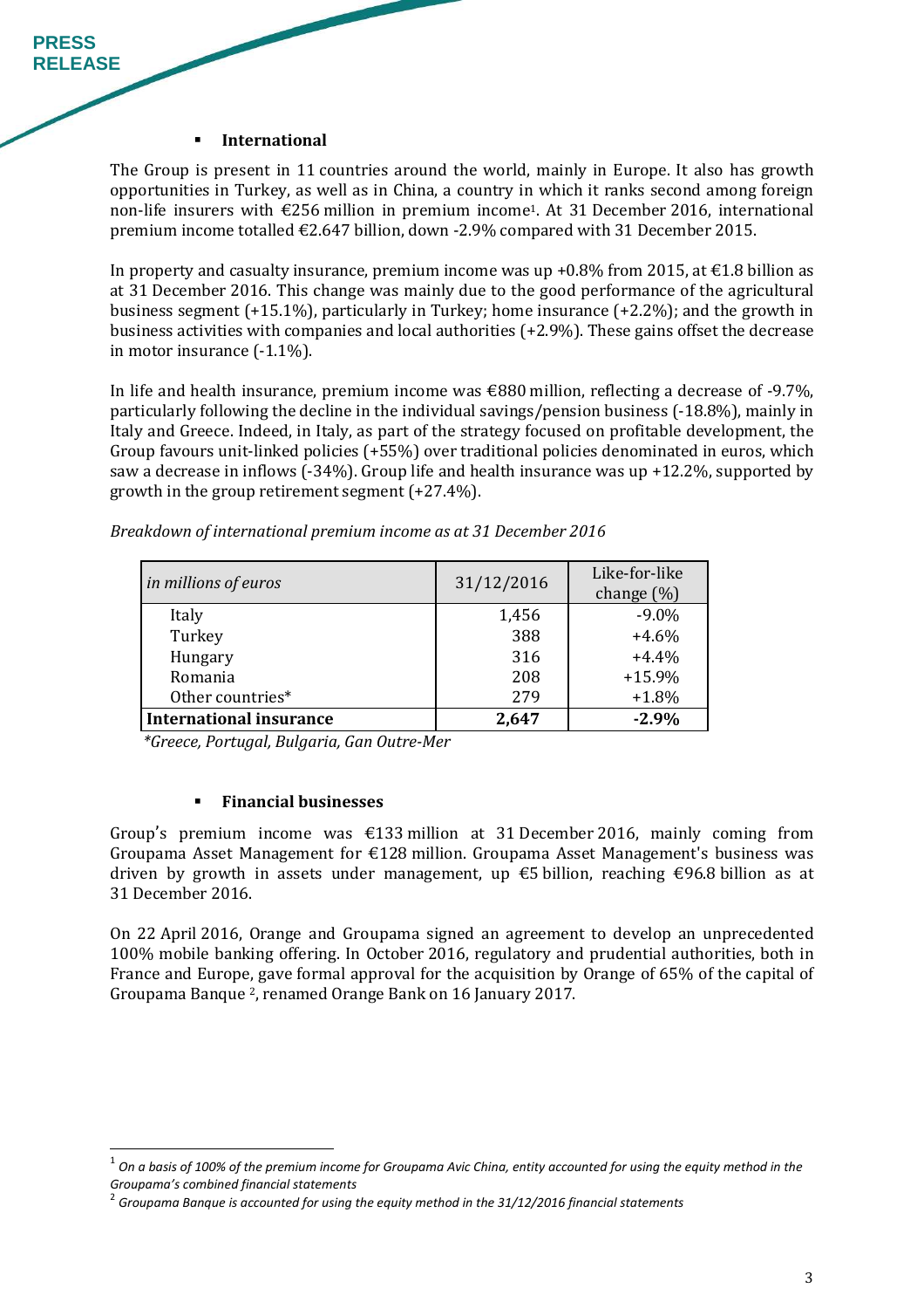- **International**

The Group is present in 11 countries around the world, mainly in Europe. It also has growth opportunities in Turkey, as well as in China, a country in which it ranks second among foreign non-life insurers with €256 million in premium income[1]. At 31 December 2016, international premium income totalled €2.647 billion, down -2.9% compared with 31 December 2015.

In property and casualty insurance, premium income was up +0.8% from 2015, at €1.8 billion as at 31 December 2016. This change was mainly due to the good performance of the agricultural business segment (+15.1%), particularly in Turkey; home insurance (+2.2%); and the growth in business activities with companies and local authorities (+2.9%). These gains offset the decrease in motor insurance (-1.1%).

In life and health insurance, premium income was €880 million, reflecting a decrease of -9.7%, particularly following the decline in the individual savings/pension business (-18.8%), mainly in Italy and Greece. Indeed, in Italy, as part of the strategy focused on profitable development, the Group favours unit-linked policies (+55%) over traditional policies denominated in euros, which saw a decrease in inflows (-34%). Group life and health insurance was up +12.2%, supported by growth in the group retirement segment (+27.4%).

*Breakdown of international premium income as at 31 December 2016*

| *in millions of euros* | 31/12/2016 | Like-for-like change (%) |
|---|---|---|
| Italy | 1,456 | -9.0% |
| Turkey | 388 | +4.6% |
| Hungary | 316 | +4.4% |
| Romania | 208 | +15.9% |
| Other countries* | 279 | +1.8% |
| **International insurance** | **2,647** | **-2.9%** |

*\*Greece, Portugal, Bulgaria, Gan Outre-Mer*

- **Financial businesses**

Group's premium income was €133 million at 31 December 2016, mainly coming from Groupama Asset Management for €128 million. Groupama Asset Management's business was driven by growth in assets under management, up €5 billion, reaching €96.8 billion as at 31 December 2016.

On 22 April 2016, Orange and Groupama signed an agreement to develop an unprecedented 100% mobile banking offering. In October 2016, regulatory and prudential authorities, both in France and Europe, gave formal approval for the acquisition by Orange of 65% of the capital of Groupama Banque [2], renamed Orange Bank on 16 January 2017.

---

[1] *On a basis of 100% of the premium income for Groupama Avic China, entity accounted for using the equity method in the Groupama's combined financial statements*

[2] *Groupama Banque is accounted for using the equity method in the 31/12/2016 financial statements*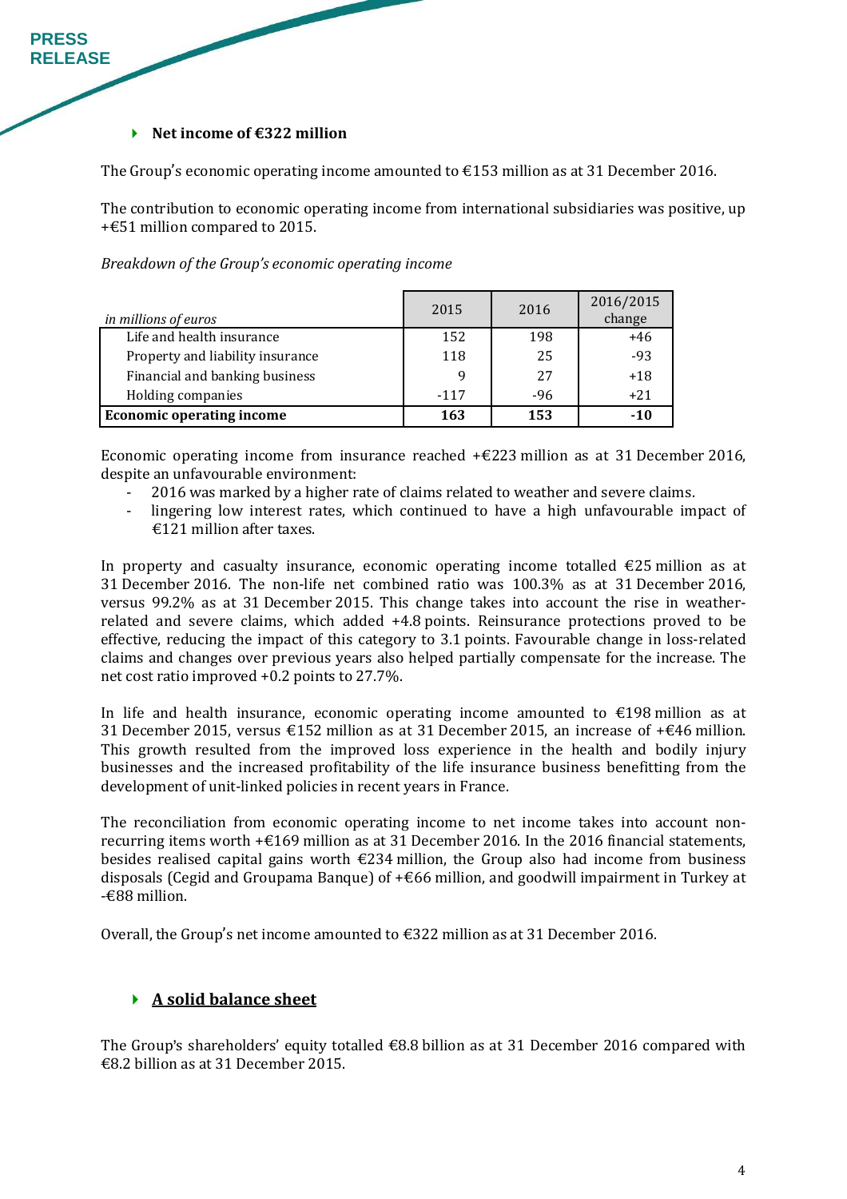### Net income of €322 million

The Group's economic operating income amounted to €153 million as at 31 December 2016.

The contribution to economic operating income from international subsidiaries was positive, up +€51 million compared to 2015.

*Breakdown of the Group's economic operating income*

| *in millions of euros* | 2015 | 2016 | 2016/2015 change |
|---|---|---|---|
| Life and health insurance | 152 | 198 | +46 |
| Property and liability insurance | 118 | 25 | -93 |
| Financial and banking business | 9 | 27 | +18 |
| Holding companies | -117 | -96 | +21 |
| **Economic operating income** | **163** | **153** | **-10** |

Economic operating income from insurance reached +€223 million as at 31 December 2016, despite an unfavourable environment:

- 2016 was marked by a higher rate of claims related to weather and severe claims.
- lingering low interest rates, which continued to have a high unfavourable impact of €121 million after taxes.

In property and casualty insurance, economic operating income totalled €25 million as at 31 December 2016. The non-life net combined ratio was 100.3% as at 31 December 2016, versus 99.2% as at 31 December 2015. This change takes into account the rise in weather-related and severe claims, which added +4.8 points. Reinsurance protections proved to be effective, reducing the impact of this category to 3.1 points. Favourable change in loss-related claims and changes over previous years also helped partially compensate for the increase. The net cost ratio improved +0.2 points to 27.7%.

In life and health insurance, economic operating income amounted to €198 million as at 31 December 2015, versus €152 million as at 31 December 2015, an increase of +€46 million. This growth resulted from the improved loss experience in the health and bodily injury businesses and the increased profitability of the life insurance business benefitting from the development of unit-linked policies in recent years in France.

The reconciliation from economic operating income to net income takes into account non-recurring items worth +€169 million as at 31 December 2016. In the 2016 financial statements, besides realised capital gains worth €234 million, the Group also had income from business disposals (Cegid and Groupama Banque) of +€66 million, and goodwill impairment in Turkey at -€88 million.

Overall, the Group's net income amounted to €322 million as at 31 December 2016.

### A solid balance sheet

The Group's shareholders' equity totalled €8.8 billion as at 31 December 2016 compared with €8.2 billion as at 31 December 2015.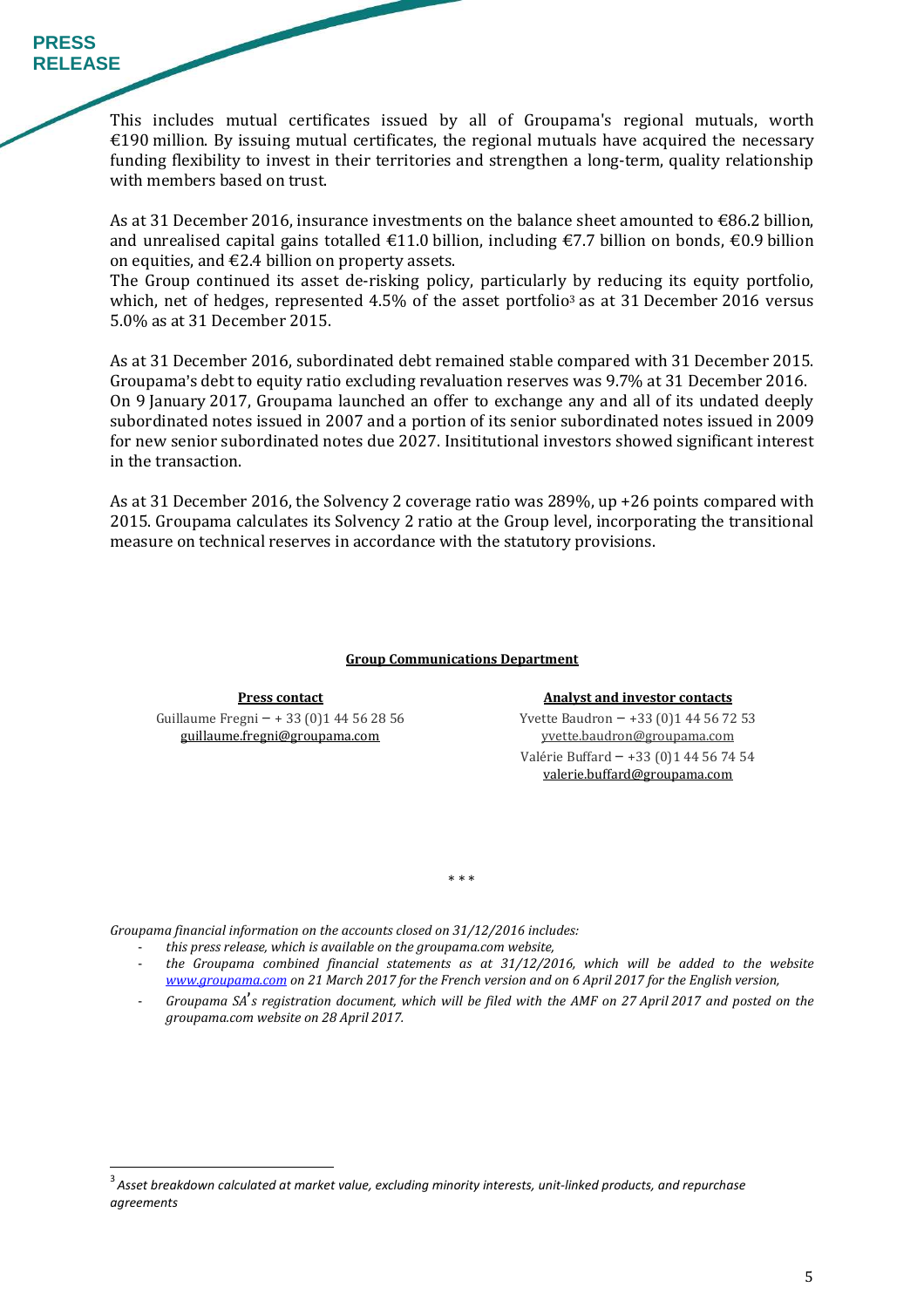This includes mutual certificates issued by all of Groupama's regional mutuals, worth €190 million. By issuing mutual certificates, the regional mutuals have acquired the necessary funding flexibility to invest in their territories and strengthen a long-term, quality relationship with members based on trust.

As at 31 December 2016, insurance investments on the balance sheet amounted to €86.2 billion, and unrealised capital gains totalled €11.0 billion, including €7.7 billion on bonds, €0.9 billion on equities, and €2.4 billion on property assets.
The Group continued its asset de-risking policy, particularly by reducing its equity portfolio, which, net of hedges, represented 4.5% of the asset portfolio[3] as at 31 December 2016 versus 5.0% as at 31 December 2015.

As at 31 December 2016, subordinated debt remained stable compared with 31 December 2015. Groupama's debt to equity ratio excluding revaluation reserves was 9.7% at 31 December 2016.
On 9 January 2017, Groupama launched an offer to exchange any and all of its undated deeply subordinated notes issued in 2007 and a portion of its senior subordinated notes issued in 2009 for new senior subordinated notes due 2027. Insititutional investors showed significant interest in the transaction.

As at 31 December 2016, the Solvency 2 coverage ratio was 289%, up +26 points compared with 2015. Groupama calculates its Solvency 2 ratio at the Group level, incorporating the transitional measure on technical reserves in accordance with the statutory provisions.

**Group Communications Department**

**Press contact**
Guillaume Fregni – + 33 (0)1 44 56 28 56
guillaume.fregni@groupama.com

**Analyst and investor contacts**
Yvette Baudron – +33 (0)1 44 56 72 53
yvette.baudron@groupama.com
Valérie Buffard – +33 (0)1 44 56 74 54
valerie.buffard@groupama.com

\* \* \*

*Groupama financial information on the accounts closed on 31/12/2016 includes:*

- *this press release, which is available on the groupama.com website,*
- *the Groupama combined financial statements as at 31/12/2016, which will be added to the website www.groupama.com on 21 March 2017 for the French version and on 6 April 2017 for the English version,*
- *Groupama SA's registration document, which will be filed with the AMF on 27 April 2017 and posted on the groupama.com website on 28 April 2017.*

[3] *Asset breakdown calculated at market value, excluding minority interests, unit-linked products, and repurchase agreements*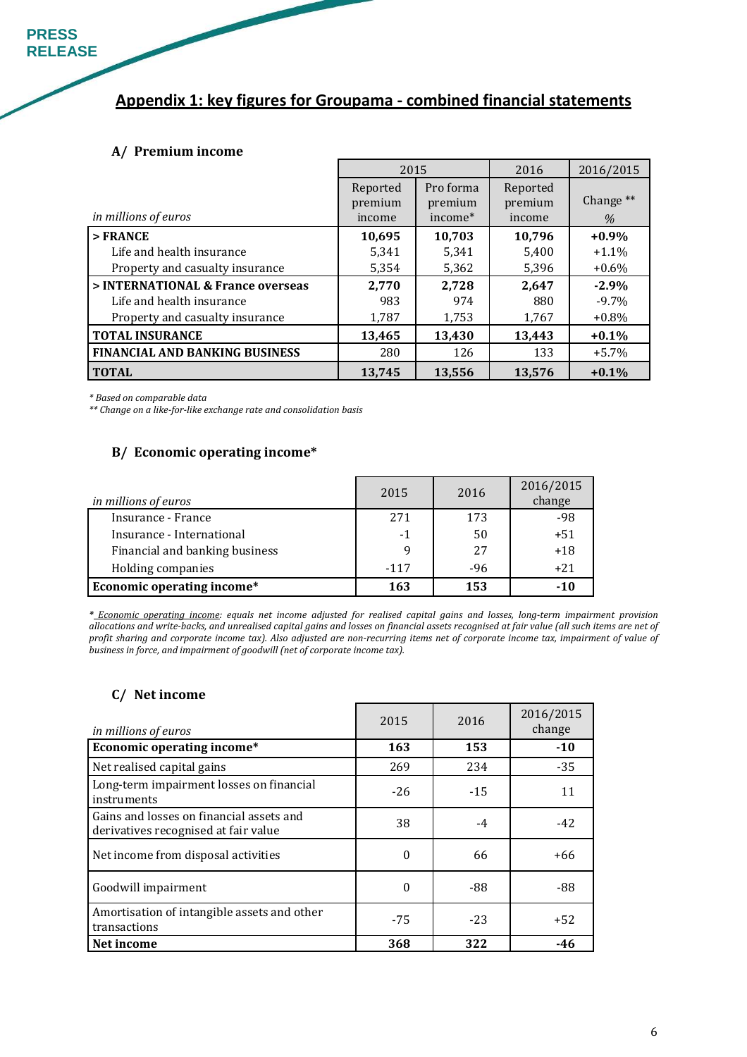## Appendix 1: key figures for Groupama - combined financial statements

### A/ Premium income

| *in millions of euros* | 2015 | | 2016 | 2016/2015 |
|---|---|---|---|---|
| | Reported premium income | Pro forma premium income* | Reported premium income | Change ** % |
| **> FRANCE** | **10,695** | **10,703** | **10,796** | **+0.9%** |
| Life and health insurance | 5,341 | 5,341 | 5,400 | +1.1% |
| Property and casualty insurance | 5,354 | 5,362 | 5,396 | +0.6% |
| **> INTERNATIONAL & France overseas** | **2,770** | **2,728** | **2,647** | **-2.9%** |
| Life and health insurance | 983 | 974 | 880 | -9.7% |
| Property and casualty insurance | 1,787 | 1,753 | 1,767 | +0.8% |
| **TOTAL INSURANCE** | **13,465** | **13,430** | **13,443** | **+0.1%** |
| **FINANCIAL AND BANKING BUSINESS** | 280 | 126 | 133 | +5.7% |
| **TOTAL** | **13,745** | **13,556** | **13,576** | **+0.1%** |

*\* Based on comparable data*
*\*\* Change on a like-for-like exchange rate and consolidation basis*

### B/ Economic operating income*

| *in millions of euros* | 2015 | 2016 | 2016/2015 change |
|---|---|---|---|
| Insurance - France | 271 | 173 | -98 |
| Insurance - International | -1 | 50 | +51 |
| Financial and banking business | 9 | 27 | +18 |
| Holding companies | -117 | -96 | +21 |
| **Economic operating income*** | **163** | **153** | **-10** |

*\* Economic operating income: equals net income adjusted for realised capital gains and losses, long-term impairment provision allocations and write-backs, and unrealised capital gains and losses on financial assets recognised at fair value (all such items are net of profit sharing and corporate income tax). Also adjusted are non-recurring items net of corporate income tax, impairment of value of business in force, and impairment of goodwill (net of corporate income tax).*

### C/ Net income

| *in millions of euros* | 2015 | 2016 | 2016/2015 change |
|---|---|---|---|
| **Economic operating income*** | **163** | **153** | **-10** |
| Net realised capital gains | 269 | 234 | -35 |
| Long-term impairment losses on financial instruments | -26 | -15 | 11 |
| Gains and losses on financial assets and derivatives recognised at fair value | 38 | -4 | -42 |
| Net income from disposal activities | 0 | 66 | +66 |
| Goodwill impairment | 0 | -88 | -88 |
| Amortisation of intangible assets and other transactions | -75 | -23 | +52 |
| **Net income** | **368** | **322** | **-46** |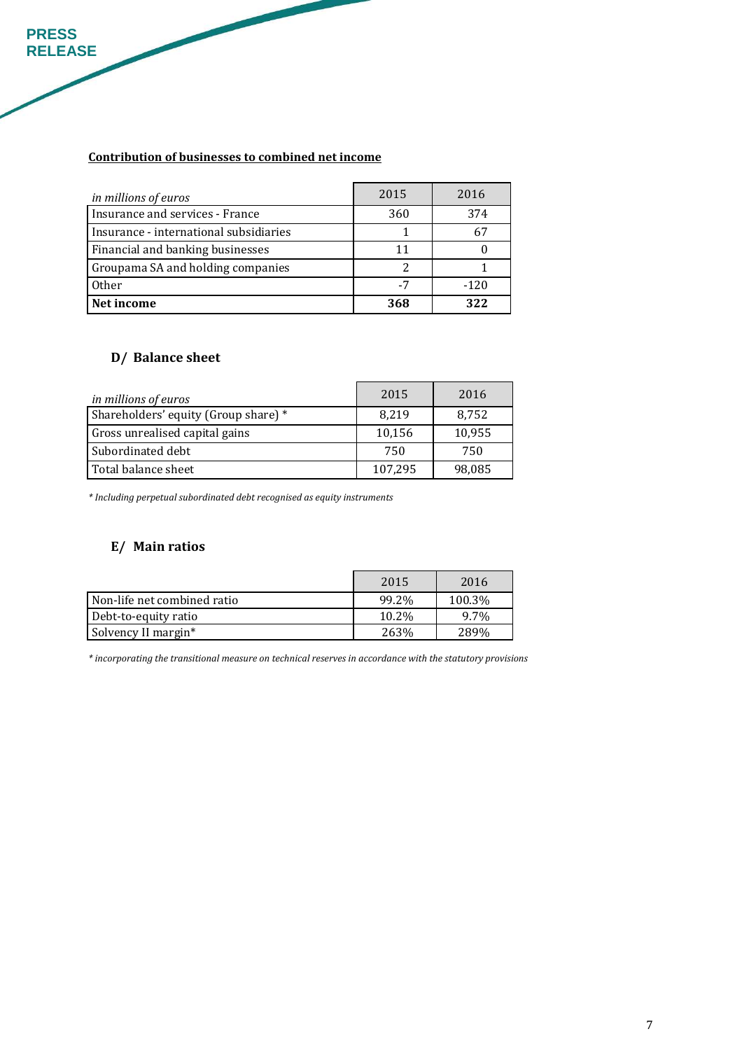**Contribution of businesses to combined net income**

| *in millions of euros* | 2015 | 2016 |
|---|---|---|
| Insurance and services - France | 360 | 374 |
| Insurance - international subsidiaries | 1 | 67 |
| Financial and banking businesses | 11 | 0 |
| Groupama SA and holding companies | 2 | 1 |
| Other | -7 | -120 |
| **Net income** | **368** | **322** |

### D/ Balance sheet

| *in millions of euros* | 2015 | 2016 |
|---|---|---|
| Shareholders' equity (Group share) * | 8,219 | 8,752 |
| Gross unrealised capital gains | 10,156 | 10,955 |
| Subordinated debt | 750 | 750 |
| Total balance sheet | 107,295 | 98,085 |

*\* Including perpetual subordinated debt recognised as equity instruments*

### E/ Main ratios

| | 2015 | 2016 |
|---|---|---|
| Non-life net combined ratio | 99.2% | 100.3% |
| Debt-to-equity ratio | 10.2% | 9.7% |
| Solvency II margin* | 263% | 289% |

*\* incorporating the transitional measure on technical reserves in accordance with the statutory provisions*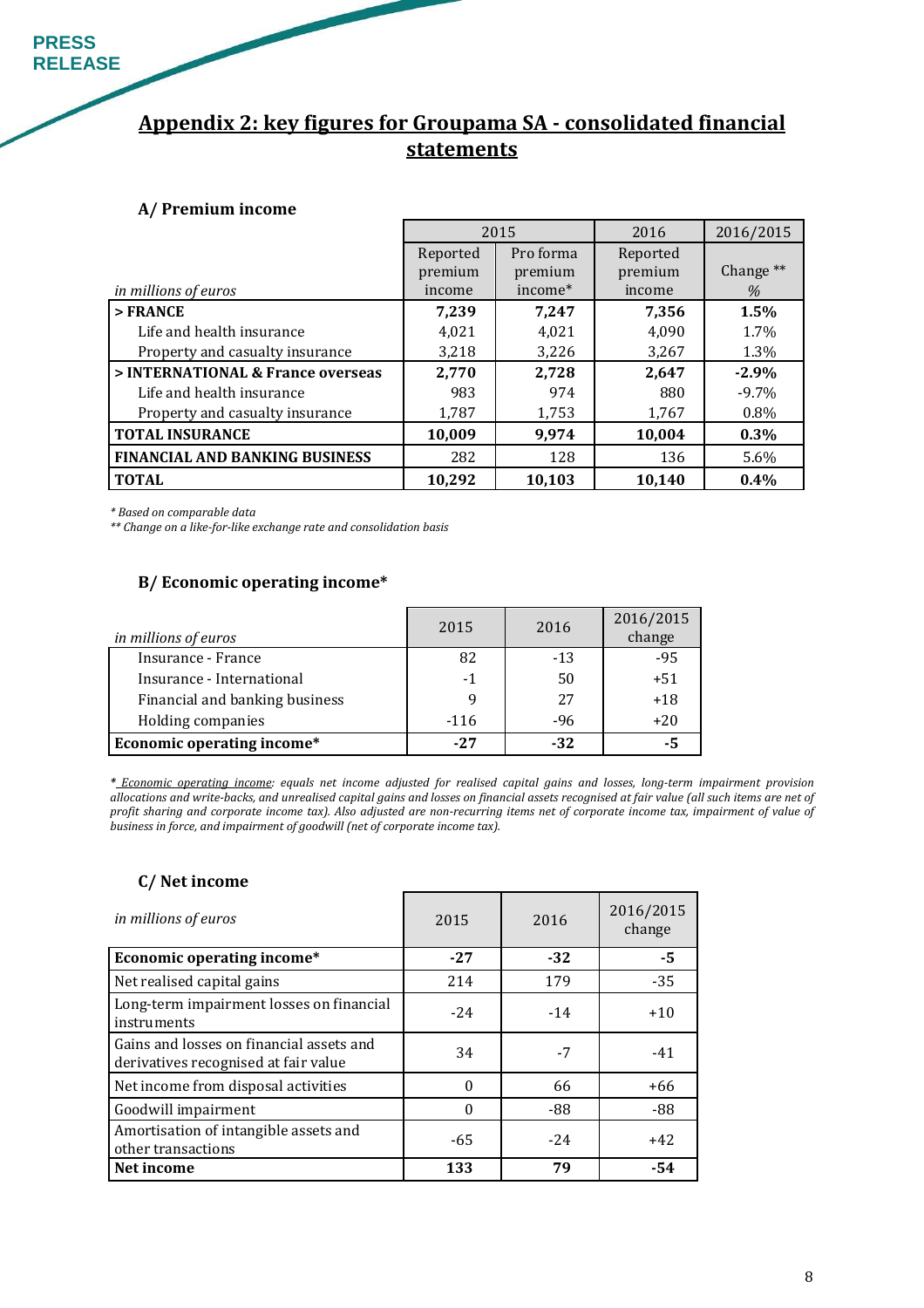PRESS RELEASE

# Appendix 2: key figures for Groupama SA - consolidated financial statements

### A/ Premium income

| *in millions of euros* | 2015 Reported premium income | 2015 Pro forma premium income* | 2016 Reported premium income | 2016/2015 Change ** % |
|---|---|---|---|---|
| **> FRANCE** | **7,239** | **7,247** | **7,356** | **1.5%** |
| Life and health insurance | 4,021 | 4,021 | 4,090 | 1.7% |
| Property and casualty insurance | 3,218 | 3,226 | 3,267 | 1.3% |
| **> INTERNATIONAL & France overseas** | **2,770** | **2,728** | **2,647** | **-2.9%** |
| Life and health insurance | 983 | 974 | 880 | -9.7% |
| Property and casualty insurance | 1,787 | 1,753 | 1,767 | 0.8% |
| **TOTAL INSURANCE** | **10,009** | **9,974** | **10,004** | **0.3%** |
| **FINANCIAL AND BANKING BUSINESS** | 282 | 128 | 136 | 5.6% |
| **TOTAL** | **10,292** | **10,103** | **10,140** | **0.4%** |

*\* Based on comparable data*
*\*\* Change on a like-for-like exchange rate and consolidation basis*

### B/ Economic operating income*

| *in millions of euros* | 2015 | 2016 | 2016/2015 change |
|---|---|---|---|
| Insurance - France | 82 | -13 | -95 |
| Insurance - International | -1 | 50 | +51 |
| Financial and banking business | 9 | 27 | +18 |
| Holding companies | -116 | -96 | +20 |
| **Economic operating income*** | **-27** | **-32** | **-5** |

*\* Economic operating income: equals net income adjusted for realised capital gains and losses, long-term impairment provision allocations and write-backs, and unrealised capital gains and losses on financial assets recognised at fair value (all such items are net of profit sharing and corporate income tax). Also adjusted are non-recurring items net of corporate income tax, impairment of value of business in force, and impairment of goodwill (net of corporate income tax).*

### C/ Net income

| *in millions of euros* | 2015 | 2016 | 2016/2015 change |
|---|---|---|---|
| **Economic operating income*** | **-27** | **-32** | **-5** |
| Net realised capital gains | 214 | 179 | -35 |
| Long-term impairment losses on financial instruments | -24 | -14 | +10 |
| Gains and losses on financial assets and derivatives recognised at fair value | 34 | -7 | -41 |
| Net income from disposal activities | 0 | 66 | +66 |
| Goodwill impairment | 0 | -88 | -88 |
| Amortisation of intangible assets and other transactions | -65 | -24 | +42 |
| **Net income** | **133** | **79** | **-54** |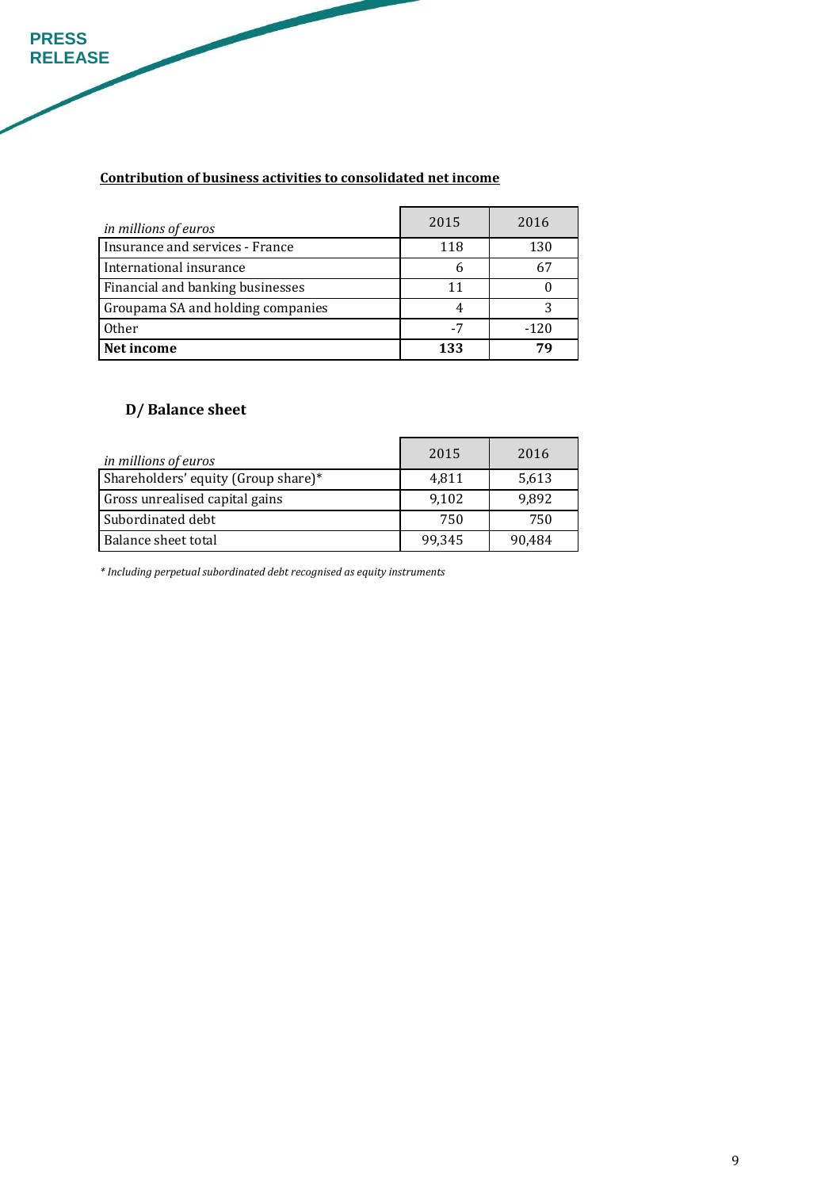**Contribution of business activities to consolidated net income**

| *in millions of euros* | 2015 | 2016 |
|---|---|---|
| Insurance and services - France | 118 | 130 |
| International insurance | 6 | 67 |
| Financial and banking businesses | 11 | 0 |
| Groupama SA and holding companies | 4 | 3 |
| Other | -7 | -120 |
| **Net income** | **133** | **79** |

### D/ Balance sheet

| *in millions of euros* | 2015 | 2016 |
|---|---|---|
| Shareholders' equity (Group share)* | 4,811 | 5,613 |
| Gross unrealised capital gains | 9,102 | 9,892 |
| Subordinated debt | 750 | 750 |
| Balance sheet total | 99,345 | 90,484 |

*\* Including perpetual subordinated debt recognised as equity instruments*